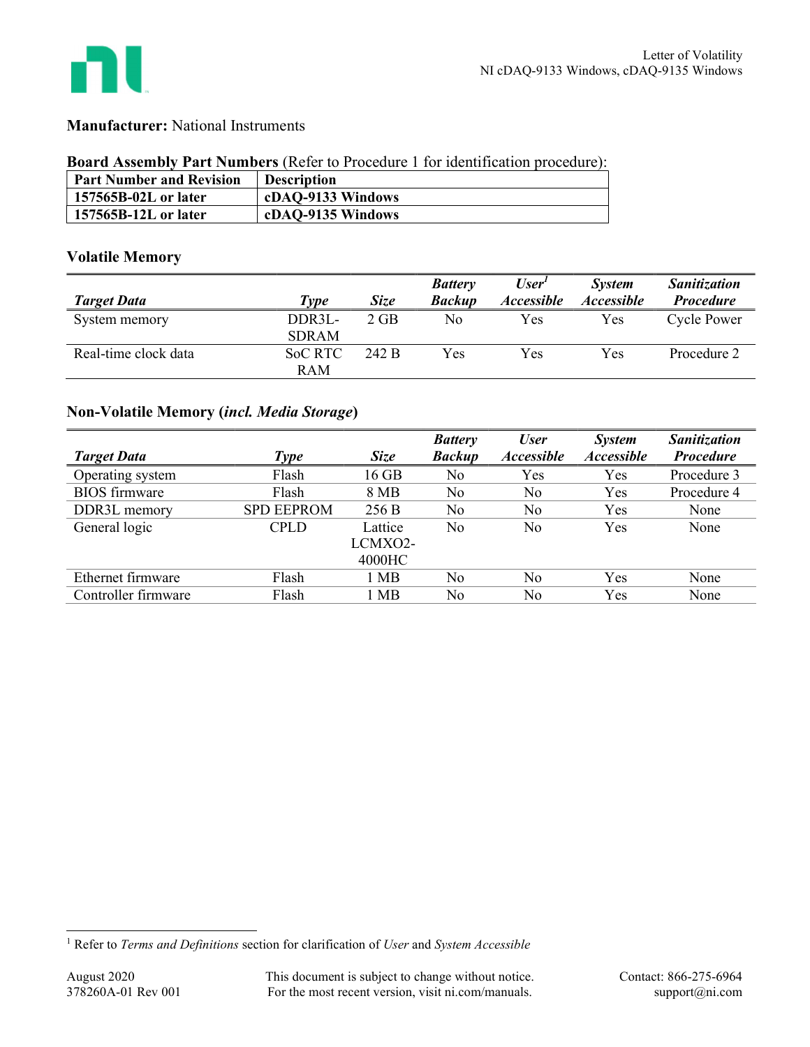**Manufacturer:** National Instruments

**Board Assembly Part Numbers** (Refer to Procedure 1 for identification procedure):

| Part Number and Revision | Description |
|---|---|
| **157565B-02L or later** | **cDAQ-9133 Windows** |
| **157565B-12L or later** | **cDAQ-9135 Windows** |

## Volatile Memory

| *Target Data* | *Type* | *Size* | *Battery Backup* | *User[1] Accessible* | *System Accessible* | *Sanitization Procedure* |
|---|---|---|---|---|---|---|
| System memory | DDR3L-SDRAM | 2 GB | No | Yes | Yes | Cycle Power |
| Real-time clock data | SoC RTC RAM | 242 B | Yes | Yes | Yes | Procedure 2 |

## Non-Volatile Memory (*incl. Media Storage*)

| *Target Data* | *Type* | *Size* | *Battery Backup* | *User Accessible* | *System Accessible* | *Sanitization Procedure* |
|---|---|---|---|---|---|---|
| Operating system | Flash | 16 GB | No | Yes | Yes | Procedure 3 |
| BIOS firmware | Flash | 8 MB | No | No | Yes | Procedure 4 |
| DDR3L memory | SPD EEPROM | 256 B | No | No | Yes | None |
| General logic | CPLD | Lattice LCMXO2-4000HC | No | No | Yes | None |
| Ethernet firmware | Flash | 1 MB | No | No | Yes | None |
| Controller firmware | Flash | 1 MB | No | No | Yes | None |

[1] Refer to *Terms and Definitions* section for clarification of *User* and *System Accessible*

August 2020
378260A-01 Rev 001

This document is subject to change without notice.
For the most recent version, visit ni.com/manuals.

Contact: 866-275-6964
support@ni.com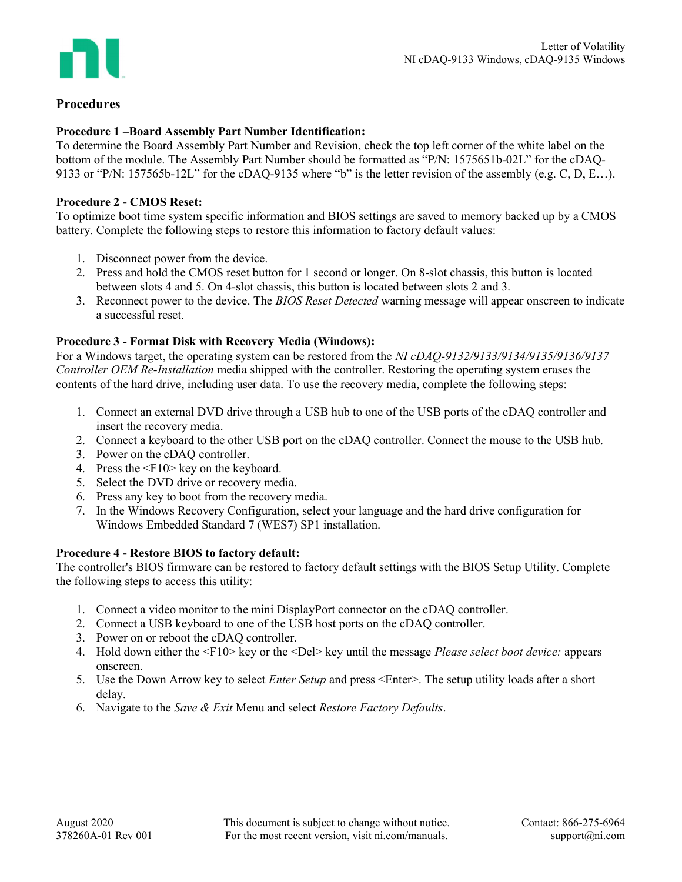## Procedures

**Procedure 1 –Board Assembly Part Number Identification:**
To determine the Board Assembly Part Number and Revision, check the top left corner of the white label on the bottom of the module. The Assembly Part Number should be formatted as "P/N: 1575651b-02L" for the cDAQ-9133 or "P/N: 157565b-12L" for the cDAQ-9135 where "b" is the letter revision of the assembly (e.g. C, D, E…).

**Procedure 2 - CMOS Reset:**
To optimize boot time system specific information and BIOS settings are saved to memory backed up by a CMOS battery. Complete the following steps to restore this information to factory default values:

1. Disconnect power from the device.
2. Press and hold the CMOS reset button for 1 second or longer. On 8-slot chassis, this button is located between slots 4 and 5. On 4-slot chassis, this button is located between slots 2 and 3.
3. Reconnect power to the device. The *BIOS Reset Detected* warning message will appear onscreen to indicate a successful reset.

**Procedure 3 - Format Disk with Recovery Media (Windows):**
For a Windows target, the operating system can be restored from the *NI cDAQ-9132/9133/9134/9135/9136/9137 Controller OEM Re-Installation* media shipped with the controller. Restoring the operating system erases the contents of the hard drive, including user data. To use the recovery media, complete the following steps:

1. Connect an external DVD drive through a USB hub to one of the USB ports of the cDAQ controller and insert the recovery media.
2. Connect a keyboard to the other USB port on the cDAQ controller. Connect the mouse to the USB hub.
3. Power on the cDAQ controller.
4. Press the <F10> key on the keyboard.
5. Select the DVD drive or recovery media.
6. Press any key to boot from the recovery media.
7. In the Windows Recovery Configuration, select your language and the hard drive configuration for Windows Embedded Standard 7 (WES7) SP1 installation.

**Procedure 4 - Restore BIOS to factory default:**
The controller's BIOS firmware can be restored to factory default settings with the BIOS Setup Utility. Complete the following steps to access this utility:

1. Connect a video monitor to the mini DisplayPort connector on the cDAQ controller.
2. Connect a USB keyboard to one of the USB host ports on the cDAQ controller.
3. Power on or reboot the cDAQ controller.
4. Hold down either the <F10> key or the <Del> key until the message *Please select boot device:* appears onscreen.
5. Use the Down Arrow key to select *Enter Setup* and press <Enter>. The setup utility loads after a short delay.
6. Navigate to the *Save & Exit* Menu and select *Restore Factory Defaults*.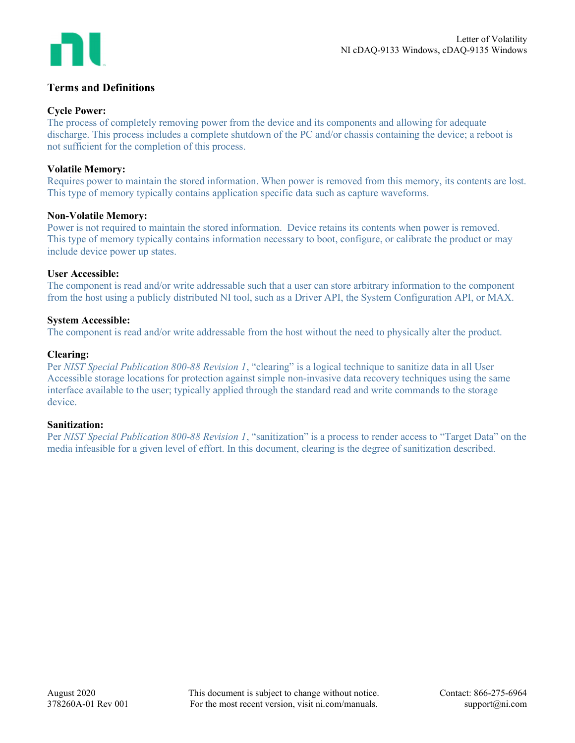## Terms and Definitions

**Cycle Power:**
The process of completely removing power from the device and its components and allowing for adequate discharge. This process includes a complete shutdown of the PC and/or chassis containing the device; a reboot is not sufficient for the completion of this process.

**Volatile Memory:**
Requires power to maintain the stored information. When power is removed from this memory, its contents are lost. This type of memory typically contains application specific data such as capture waveforms.

**Non-Volatile Memory:**
Power is not required to maintain the stored information. Device retains its contents when power is removed. This type of memory typically contains information necessary to boot, configure, or calibrate the product or may include device power up states.

**User Accessible:**
The component is read and/or write addressable such that a user can store arbitrary information to the component from the host using a publicly distributed NI tool, such as a Driver API, the System Configuration API, or MAX.

**System Accessible:**
The component is read and/or write addressable from the host without the need to physically alter the product.

**Clearing:**
Per *NIST Special Publication 800-88 Revision 1*, "clearing" is a logical technique to sanitize data in all User Accessible storage locations for protection against simple non-invasive data recovery techniques using the same interface available to the user; typically applied through the standard read and write commands to the storage device.

**Sanitization:**
Per *NIST Special Publication 800-88 Revision 1*, "sanitization" is a process to render access to "Target Data" on the media infeasible for a given level of effort. In this document, clearing is the degree of sanitization described.